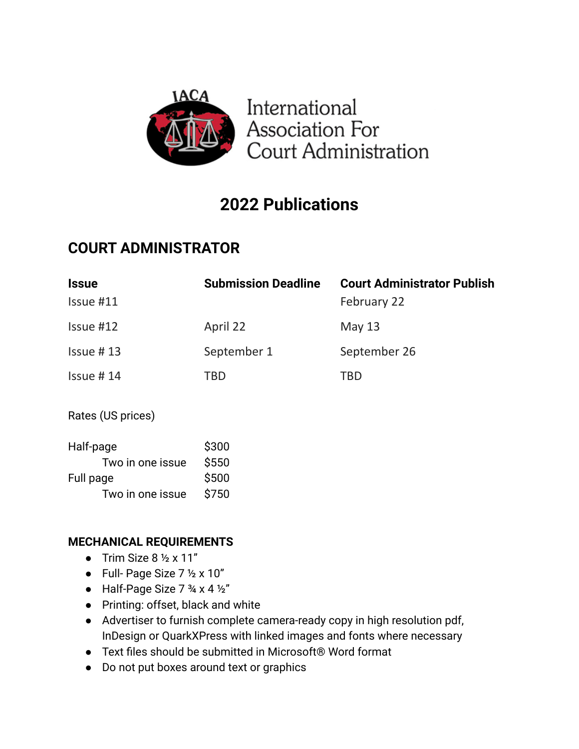International Association For Court Administration

# 2022 Publications

## COURT ADMINISTRATOR

| Issue | Submission Deadline | Court Administrator Publish |
|---|---|---|
| Issue #11 | | February 22 |
| Issue #12 | April 22 | May 13 |
| Issue # 13 | September 1 | September 26 |
| Issue # 14 | TBD | TBD |

Rates (US prices)

| | |
|---|---|
| Half-page | $300 |
| Two in one issue | $550 |
| Full page | $500 |
| Two in one issue | $750 |

### MECHANICAL REQUIREMENTS

- Trim Size 8 ½ x 11"
- Full- Page Size 7 ½ x 10"
- Half-Page Size 7 ¾ x 4 ½"
- Printing: offset, black and white
- Advertiser to furnish complete camera-ready copy in high resolution pdf, InDesign or QuarkXPress with linked images and fonts where necessary
- Text files should be submitted in Microsoft® Word format
- Do not put boxes around text or graphics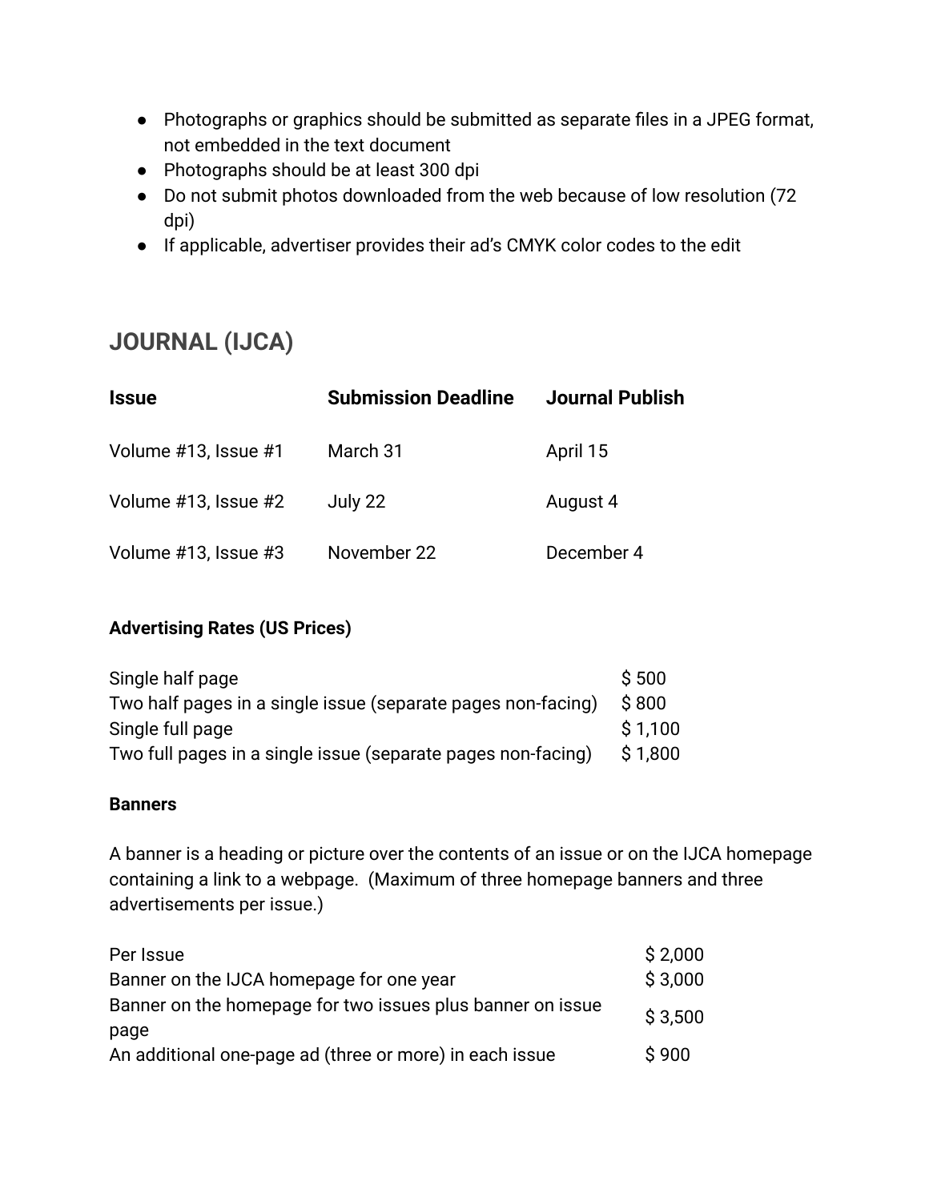- Photographs or graphics should be submitted as separate files in a JPEG format, not embedded in the text document
- Photographs should be at least 300 dpi
- Do not submit photos downloaded from the web because of low resolution (72 dpi)
- If applicable, advertiser provides their ad's CMYK color codes to the edit

## JOURNAL (IJCA)

| Issue | Submission Deadline | Journal Publish |
| --- | --- | --- |
| Volume #13, Issue #1 | March 31 | April 15 |
| Volume #13, Issue #2 | July 22 | August 4 |
| Volume #13, Issue #3 | November 22 | December 4 |

**Advertising Rates (US Prices)**

| | |
| --- | --- |
| Single half page | $ 500 |
| Two half pages in a single issue (separate pages non-facing) | $ 800 |
| Single full page | $ 1,100 |
| Two full pages in a single issue (separate pages non-facing) | $ 1,800 |

**Banners**

A banner is a heading or picture over the contents of an issue or on the IJCA homepage containing a link to a webpage. (Maximum of three homepage banners and three advertisements per issue.)

| | |
| --- | --- |
| Per Issue | $ 2,000 |
| Banner on the IJCA homepage for one year | $ 3,000 |
| Banner on the homepage for two issues plus banner on issue page | $ 3,500 |
| An additional one-page ad (three or more) in each issue | $ 900 |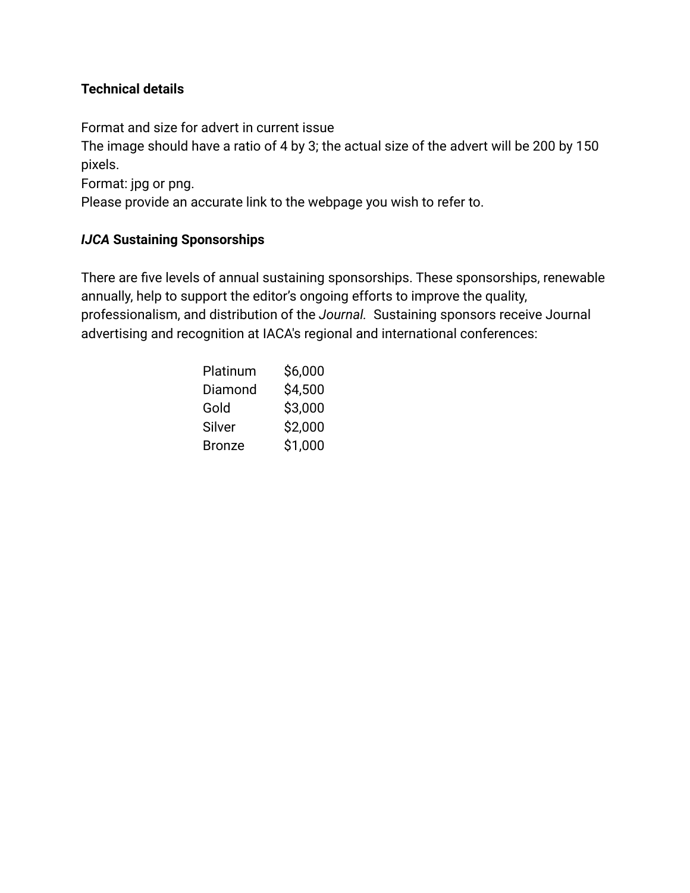**Technical details**

Format and size for advert in current issue
The image should have a ratio of 4 by 3; the actual size of the advert will be 200 by 150 pixels.
Format: jpg or png.
Please provide an accurate link to the webpage you wish to refer to.

***IJCA* Sustaining Sponsorships**

There are five levels of annual sustaining sponsorships. These sponsorships, renewable annually, help to support the editor's ongoing efforts to improve the quality, professionalism, and distribution of the *Journal*. Sustaining sponsors receive Journal advertising and recognition at IACA's regional and international conferences:

| | |
|---|---|
| Platinum | $6,000 |
| Diamond | $4,500 |
| Gold | $3,000 |
| Silver | $2,000 |
| Bronze | $1,000 |